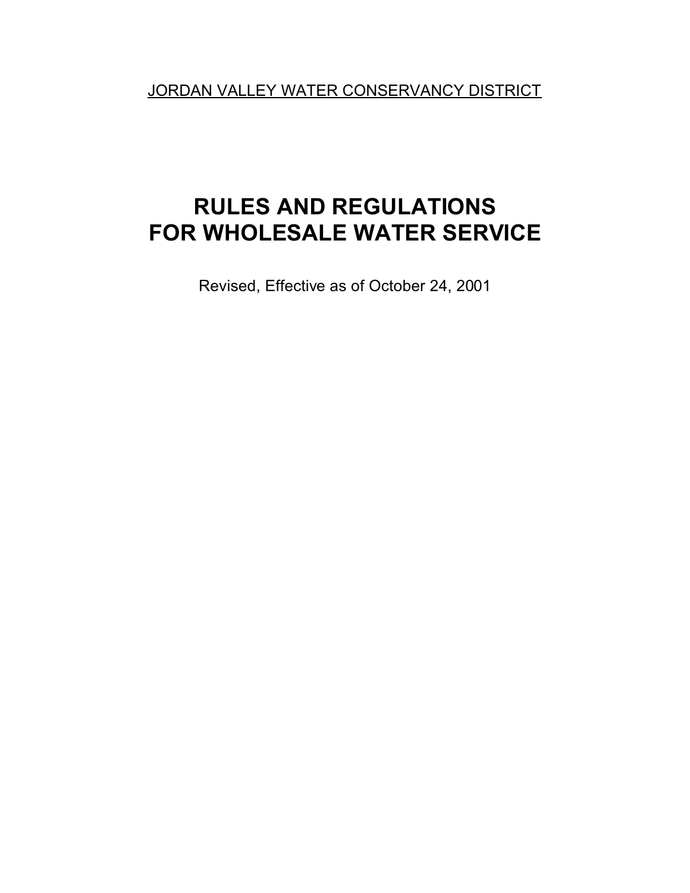<u>JORDAN VALLEY WATER CONSERVANCY DISTRICT</u>

# RULES AND REGULATIONS FOR WHOLESALE WATER SERVICE

Revised, Effective as of October 24, 2001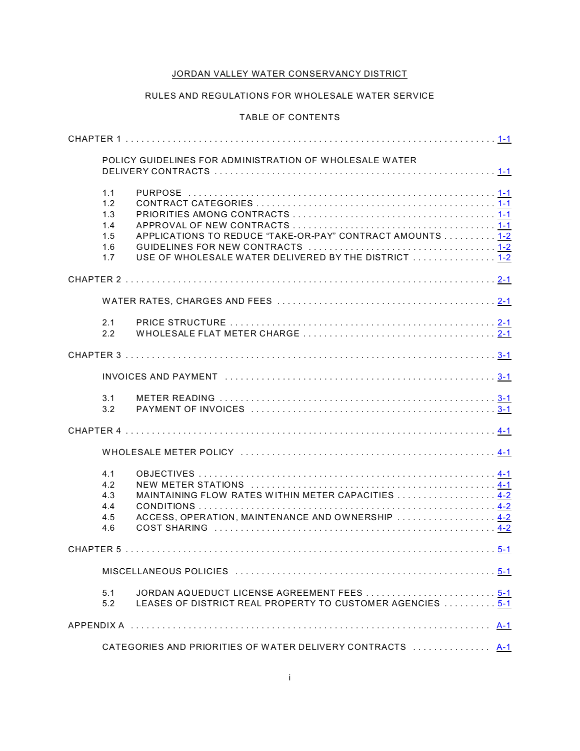# JORDAN VALLEY WATER CONSERVANCY DISTRICT

## RULES AND REGULATIONS FOR WHOLESALE WATER SERVICE

### TABLE OF CONTENTS

| | | |
|---|---|---|
| CHAPTER 1 | | 1-1 |
| | POLICY GUIDELINES FOR ADMINISTRATION OF WHOLESALE WATER DELIVERY CONTRACTS | 1-1 |
| 1.1 | PURPOSE | 1-1 |
| 1.2 | CONTRACT CATEGORIES | 1-1 |
| 1.3 | PRIORITIES AMONG CONTRACTS | 1-1 |
| 1.4 | APPROVAL OF NEW CONTRACTS | 1-1 |
| 1.5 | APPLICATIONS TO REDUCE "TAKE-OR-PAY" CONTRACT AMOUNTS | 1-2 |
| 1.6 | GUIDELINES FOR NEW CONTRACTS | 1-2 |
| 1.7 | USE OF WHOLESALE WATER DELIVERED BY THE DISTRICT | 1-2 |
| CHAPTER 2 | | 2-1 |
| | WATER RATES, CHARGES AND FEES | 2-1 |
| 2.1 | PRICE STRUCTURE | 2-1 |
| 2.2 | WHOLESALE FLAT METER CHARGE | 2-1 |
| CHAPTER 3 | | 3-1 |
| | INVOICES AND PAYMENT | 3-1 |
| 3.1 | METER READING | 3-1 |
| 3.2 | PAYMENT OF INVOICES | 3-1 |
| CHAPTER 4 | | 4-1 |
| | WHOLESALE METER POLICY | 4-1 |
| 4.1 | OBJECTIVES | 4-1 |
| 4.2 | NEW METER STATIONS | 4-1 |
| 4.3 | MAINTAINING FLOW RATES WITHIN METER CAPACITIES | 4-2 |
| 4.4 | CONDITIONS | 4-2 |
| 4.5 | ACCESS, OPERATION, MAINTENANCE AND OWNERSHIP | 4-2 |
| 4.6 | COST SHARING | 4-2 |
| CHAPTER 5 | | 5-1 |
| | MISCELLANEOUS POLICIES | 5-1 |
| 5.1 | JORDAN AQUEDUCT LICENSE AGREEMENT FEES | 5-1 |
| 5.2 | LEASES OF DISTRICT REAL PROPERTY TO CUSTOMER AGENCIES | 5-1 |
| APPENDIX A | | A-1 |
| | CATEGORIES AND PRIORITIES OF WATER DELIVERY CONTRACTS | A-1 |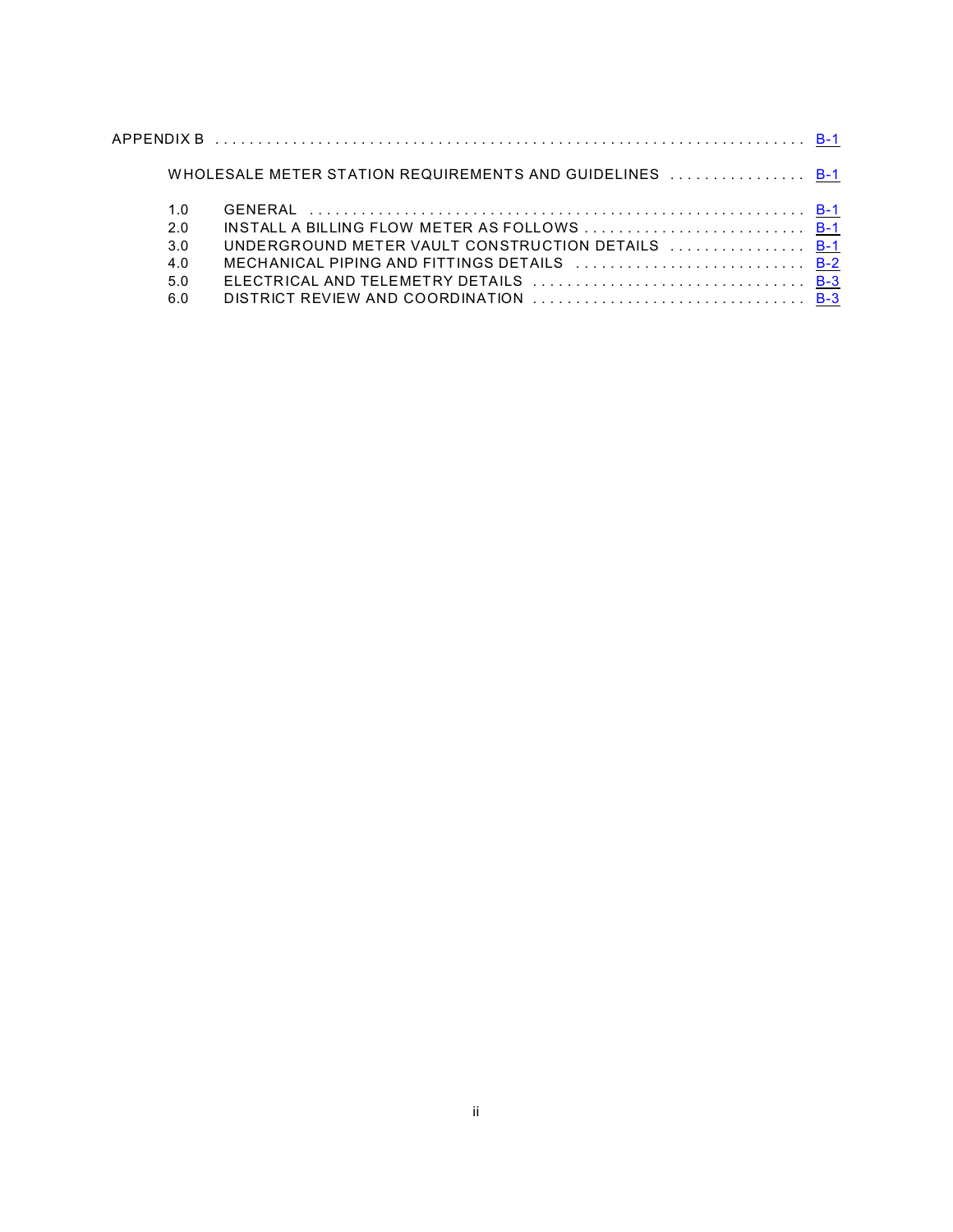APPENDIX B . . . . . . . . . . . . . . . . . . . . . . . . . . . . . . . . . . . . . . . . . . . . . . . . . . . . . . . . . . . . . . . . . . . B-1

WHOLESALE METER STATION REQUIREMENTS AND GUIDELINES . . . . . . . . . . . . . . . . B-1

1.0 GENERAL . . . . . . . . . . . . . . . . . . . . . . . . . . . . . . . . . . . . . . . . . . . . . . . . . . . . . . B-1
2.0 INSTALL A BILLING FLOW METER AS FOLLOWS . . . . . . . . . . . . . . . . . . . . . . . . . . B-1
3.0 UNDERGROUND METER VAULT CONSTRUCTION DETAILS . . . . . . . . . . . . . . . . B-1
4.0 MECHANICAL PIPING AND FITTINGS DETAILS . . . . . . . . . . . . . . . . . . . . . . . . . . . B-2
5.0 ELECTRICAL AND TELEMETRY DETAILS . . . . . . . . . . . . . . . . . . . . . . . . . . . . . . . . B-3
6.0 DISTRICT REVIEW AND COORDINATION . . . . . . . . . . . . . . . . . . . . . . . . . . . . . . . . B-3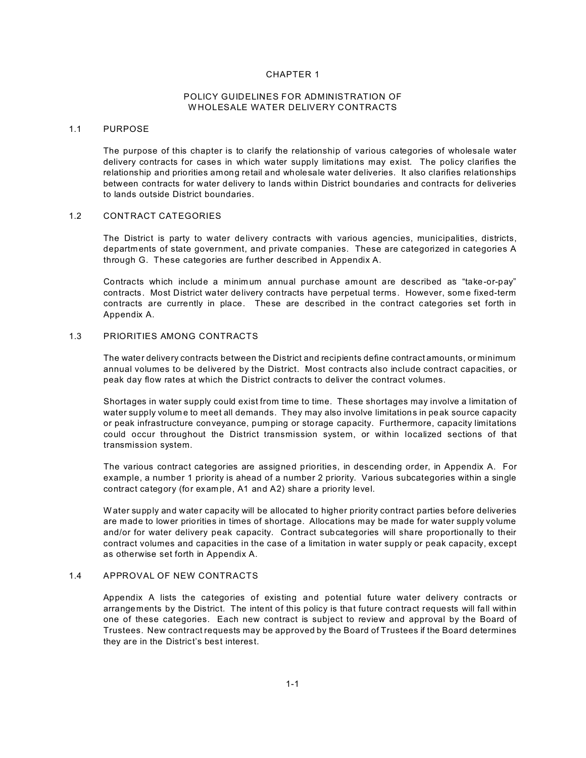# CHAPTER 1

## POLICY GUIDELINES FOR ADMINISTRATION OF WHOLESALE WATER DELIVERY CONTRACTS

### 1.1 PURPOSE

The purpose of this chapter is to clarify the relationship of various categories of wholesale water delivery contracts for cases in which water supply limitations may exist. The policy clarifies the relationship and priorities among retail and wholesale water deliveries. It also clarifies relationships between contracts for water delivery to lands within District boundaries and contracts for deliveries to lands outside District boundaries.

### 1.2 CONTRACT CATEGORIES

The District is party to water delivery contracts with various agencies, municipalities, districts, departments of state government, and private companies. These are categorized in categories A through G. These categories are further described in Appendix A.

Contracts which include a minimum annual purchase amount are described as "take-or-pay" contracts. Most District water delivery contracts have perpetual terms. However, some fixed-term contracts are currently in place. These are described in the contract categories set forth in Appendix A.

### 1.3 PRIORITIES AMONG CONTRACTS

The water delivery contracts between the District and recipients define contract amounts, or minimum annual volumes to be delivered by the District. Most contracts also include contract capacities, or peak day flow rates at which the District contracts to deliver the contract volumes.

Shortages in water supply could exist from time to time. These shortages may involve a limitation of water supply volume to meet all demands. They may also involve limitations in peak source capacity or peak infrastructure conveyance, pumping or storage capacity. Furthermore, capacity limitations could occur throughout the District transmission system, or within localized sections of that transmission system.

The various contract categories are assigned priorities, in descending order, in Appendix A. For example, a number 1 priority is ahead of a number 2 priority. Various subcategories within a single contract category (for example, A1 and A2) share a priority level.

Water supply and water capacity will be allocated to higher priority contract parties before deliveries are made to lower priorities in times of shortage. Allocations may be made for water supply volume and/or for water delivery peak capacity. Contract subcategories will share proportionally to their contract volumes and capacities in the case of a limitation in water supply or peak capacity, except as otherwise set forth in Appendix A.

### 1.4 APPROVAL OF NEW CONTRACTS

Appendix A lists the categories of existing and potential future water delivery contracts or arrangements by the District. The intent of this policy is that future contract requests will fall within one of these categories. Each new contract is subject to review and approval by the Board of Trustees. New contract requests may be approved by the Board of Trustees if the Board determines they are in the District's best interest.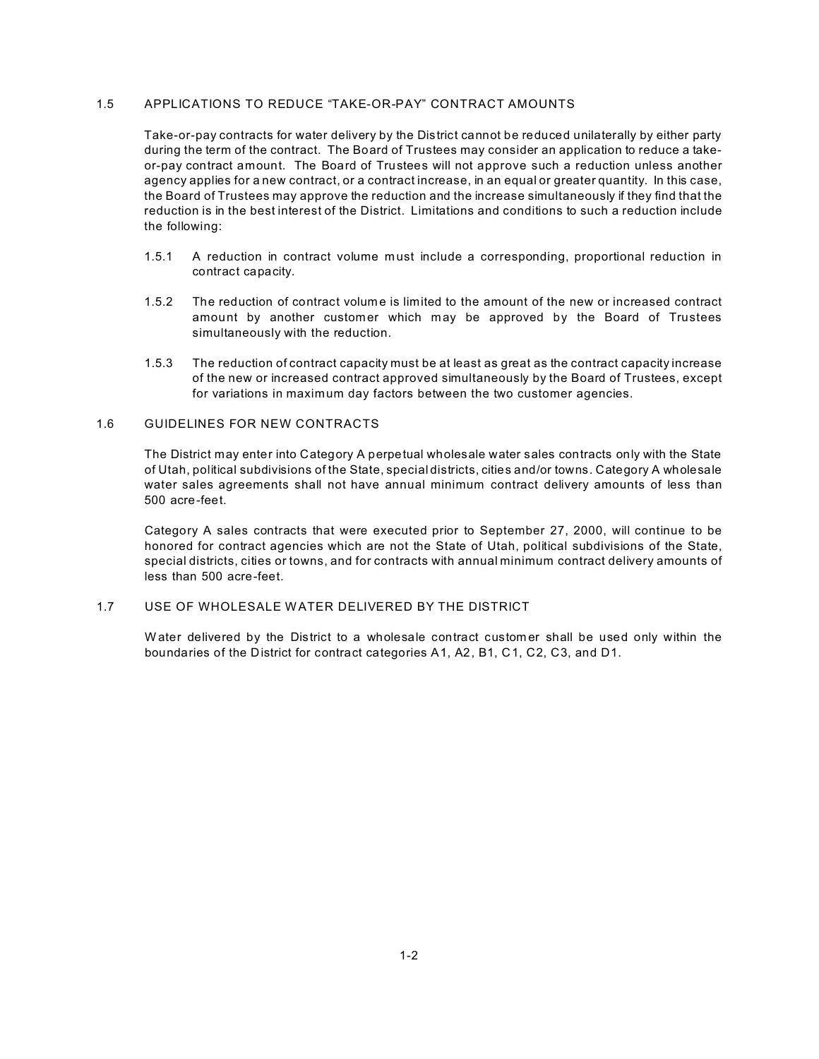## 1.5 APPLICATIONS TO REDUCE "TAKE-OR-PAY" CONTRACT AMOUNTS

Take-or-pay contracts for water delivery by the District cannot be reduced unilaterally by either party during the term of the contract. The Board of Trustees may consider an application to reduce a take-or-pay contract amount. The Board of Trustees will not approve such a reduction unless another agency applies for a new contract, or a contract increase, in an equal or greater quantity. In this case, the Board of Trustees may approve the reduction and the increase simultaneously if they find that the reduction is in the best interest of the District. Limitations and conditions to such a reduction include the following:

1.5.1 A reduction in contract volume must include a corresponding, proportional reduction in contract capacity.

1.5.2 The reduction of contract volume is limited to the amount of the new or increased contract amount by another customer which may be approved by the Board of Trustees simultaneously with the reduction.

1.5.3 The reduction of contract capacity must be at least as great as the contract capacity increase of the new or increased contract approved simultaneously by the Board of Trustees, except for variations in maximum day factors between the two customer agencies.

## 1.6 GUIDELINES FOR NEW CONTRACTS

The District may enter into Category A perpetual wholesale water sales contracts only with the State of Utah, political subdivisions of the State, special districts, cities and/or towns. Category A wholesale water sales agreements shall not have annual minimum contract delivery amounts of less than 500 acre-feet.

Category A sales contracts that were executed prior to September 27, 2000, will continue to be honored for contract agencies which are not the State of Utah, political subdivisions of the State, special districts, cities or towns, and for contracts with annual minimum contract delivery amounts of less than 500 acre-feet.

## 1.7 USE OF WHOLESALE WATER DELIVERED BY THE DISTRICT

Water delivered by the District to a wholesale contract customer shall be used only within the boundaries of the District for contract categories A1, A2, B1, C1, C2, C3, and D1.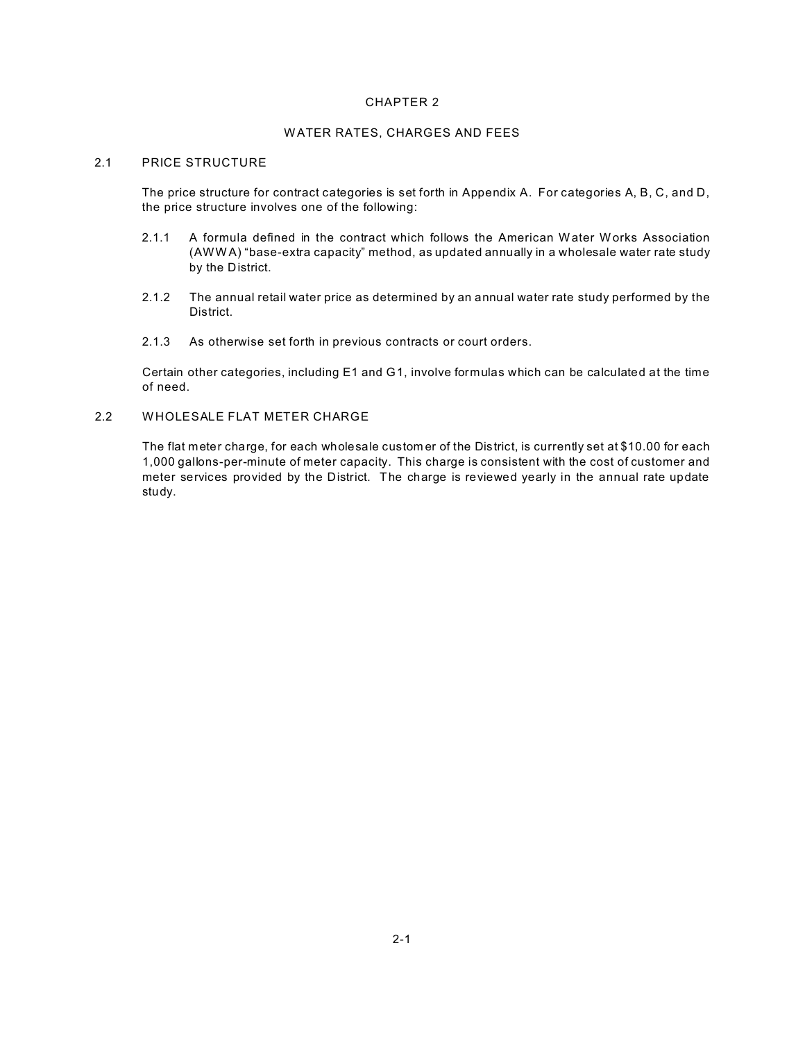# CHAPTER 2

# WATER RATES, CHARGES AND FEES

## 2.1 PRICE STRUCTURE

The price structure for contract categories is set forth in Appendix A. For categories A, B, C, and D, the price structure involves one of the following:

2.1.1 A formula defined in the contract which follows the American Water Works Association (AWWA) "base-extra capacity" method, as updated annually in a wholesale water rate study by the District.

2.1.2 The annual retail water price as determined by an annual water rate study performed by the District.

2.1.3 As otherwise set forth in previous contracts or court orders.

Certain other categories, including E1 and G1, involve formulas which can be calculated at the time of need.

## 2.2 WHOLESALE FLAT METER CHARGE

The flat meter charge, for each wholesale customer of the District, is currently set at $10.00 for each 1,000 gallons-per-minute of meter capacity. This charge is consistent with the cost of customer and meter services provided by the District. The charge is reviewed yearly in the annual rate update study.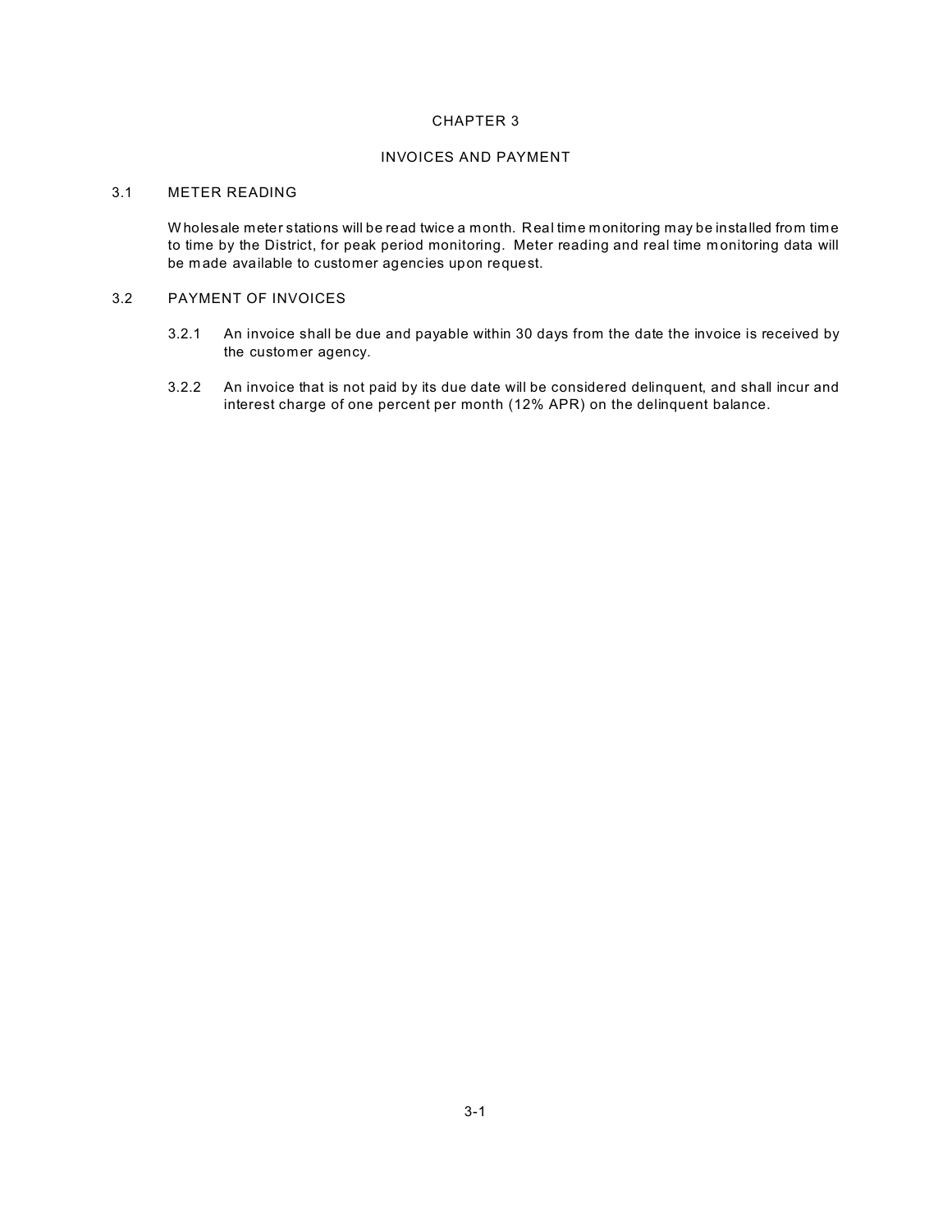# CHAPTER 3

# INVOICES AND PAYMENT

## 3.1 METER READING

Wholesale meter stations will be read twice a month. Real time monitoring may be installed from time to time by the District, for peak period monitoring. Meter reading and real time monitoring data will be made available to customer agencies upon request.

## 3.2 PAYMENT OF INVOICES

3.2.1 An invoice shall be due and payable within 30 days from the date the invoice is received by the customer agency.

3.2.2 An invoice that is not paid by its due date will be considered delinquent, and shall incur and interest charge of one percent per month (12% APR) on the delinquent balance.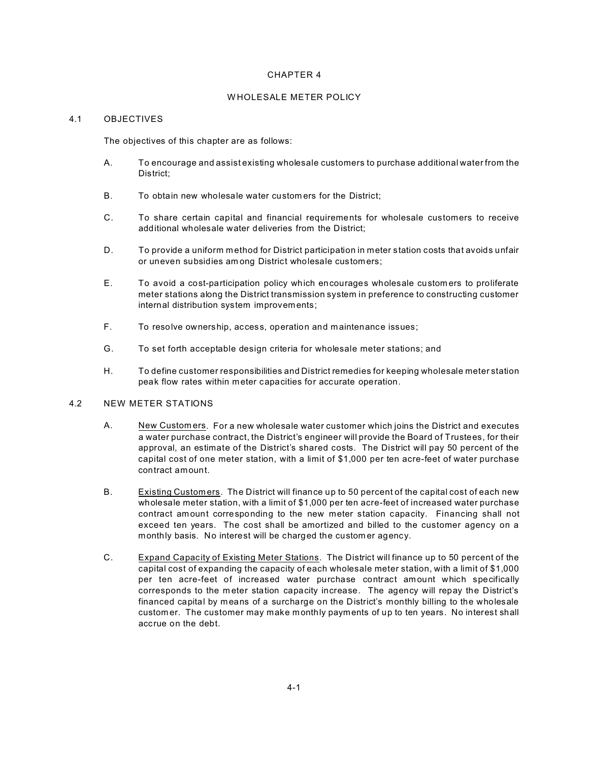# CHAPTER 4

# WHOLESALE METER POLICY

## 4.1 OBJECTIVES

The objectives of this chapter are as follows:

A. To encourage and assist existing wholesale customers to purchase additional water from the District;

B. To obtain new wholesale water customers for the District;

C. To share certain capital and financial requirements for wholesale customers to receive additional wholesale water deliveries from the District;

D. To provide a uniform method for District participation in meter station costs that avoids unfair or uneven subsidies among District wholesale customers;

E. To avoid a cost-participation policy which encourages wholesale customers to proliferate meter stations along the District transmission system in preference to constructing customer internal distribution system improvements;

F. To resolve ownership, access, operation and maintenance issues;

G. To set forth acceptable design criteria for wholesale meter stations; and

H. To define customer responsibilities and District remedies for keeping wholesale meter station peak flow rates within meter capacities for accurate operation.

## 4.2 NEW METER STATIONS

A. New Customers. For a new wholesale water customer which joins the District and executes a water purchase contract, the District's engineer will provide the Board of Trustees, for their approval, an estimate of the District's shared costs. The District will pay 50 percent of the capital cost of one meter station, with a limit of $1,000 per ten acre-feet of water purchase contract amount.

B. Existing Customers. The District will finance up to 50 percent of the capital cost of each new wholesale meter station, with a limit of $1,000 per ten acre-feet of increased water purchase contract amount corresponding to the new meter station capacity. Financing shall not exceed ten years. The cost shall be amortized and billed to the customer agency on a monthly basis. No interest will be charged the customer agency.

C. Expand Capacity of Existing Meter Stations. The District will finance up to 50 percent of the capital cost of expanding the capacity of each wholesale meter station, with a limit of $1,000 per ten acre-feet of increased water purchase contract amount which specifically corresponds to the meter station capacity increase. The agency will repay the District's financed capital by means of a surcharge on the District's monthly billing to the wholesale customer. The customer may make monthly payments of up to ten years. No interest shall accrue on the debt.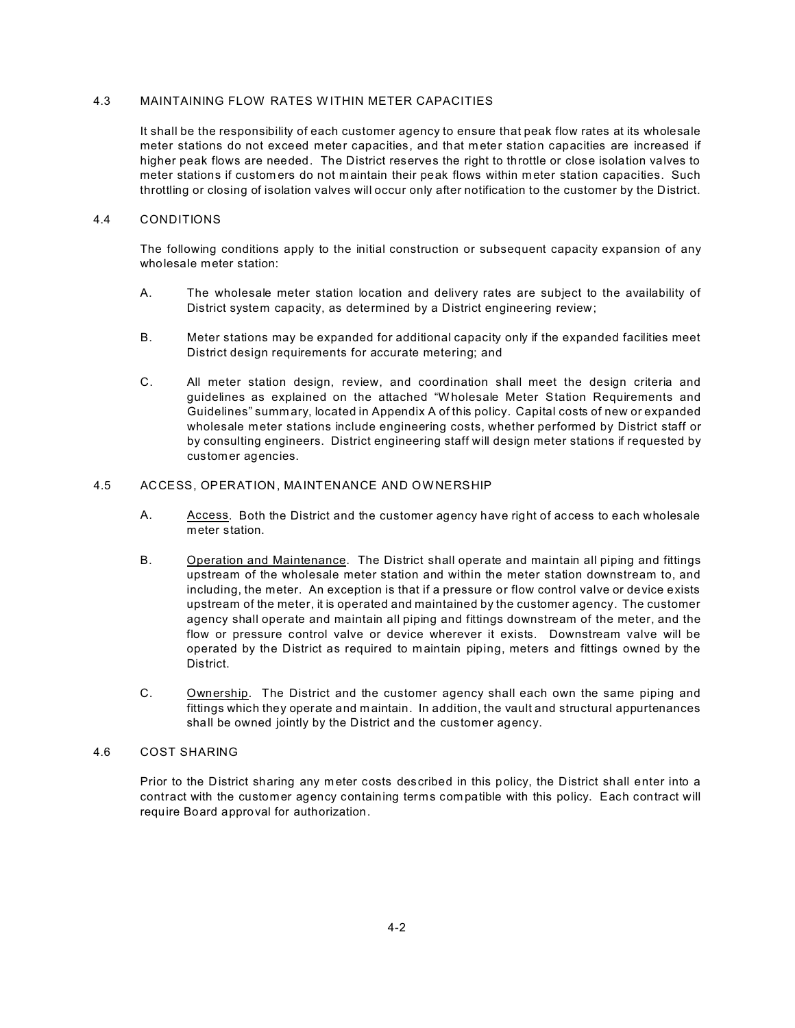## 4.3 MAINTAINING FLOW RATES WITHIN METER CAPACITIES

It shall be the responsibility of each customer agency to ensure that peak flow rates at its wholesale meter stations do not exceed meter capacities, and that meter station capacities are increased if higher peak flows are needed. The District reserves the right to throttle or close isolation valves to meter stations if customers do not maintain their peak flows within meter station capacities. Such throttling or closing of isolation valves will occur only after notification to the customer by the District.

## 4.4 CONDITIONS

The following conditions apply to the initial construction or subsequent capacity expansion of any wholesale meter station:

A. The wholesale meter station location and delivery rates are subject to the availability of District system capacity, as determined by a District engineering review;

B. Meter stations may be expanded for additional capacity only if the expanded facilities meet District design requirements for accurate metering; and

C. All meter station design, review, and coordination shall meet the design criteria and guidelines as explained on the attached "Wholesale Meter Station Requirements and Guidelines" summary, located in Appendix A of this policy. Capital costs of new or expanded wholesale meter stations include engineering costs, whether performed by District staff or by consulting engineers. District engineering staff will design meter stations if requested by customer agencies.

## 4.5 ACCESS, OPERATION, MAINTENANCE AND OWNERSHIP

A. Access. Both the District and the customer agency have right of access to each wholesale meter station.

B. Operation and Maintenance. The District shall operate and maintain all piping and fittings upstream of the wholesale meter station and within the meter station downstream to, and including, the meter. An exception is that if a pressure or flow control valve or device exists upstream of the meter, it is operated and maintained by the customer agency. The customer agency shall operate and maintain all piping and fittings downstream of the meter, and the flow or pressure control valve or device wherever it exists. Downstream valve will be operated by the District as required to maintain piping, meters and fittings owned by the District.

C. Ownership. The District and the customer agency shall each own the same piping and fittings which they operate and maintain. In addition, the vault and structural appurtenances shall be owned jointly by the District and the customer agency.

## 4.6 COST SHARING

Prior to the District sharing any meter costs described in this policy, the District shall enter into a contract with the customer agency containing terms compatible with this policy. Each contract will require Board approval for authorization.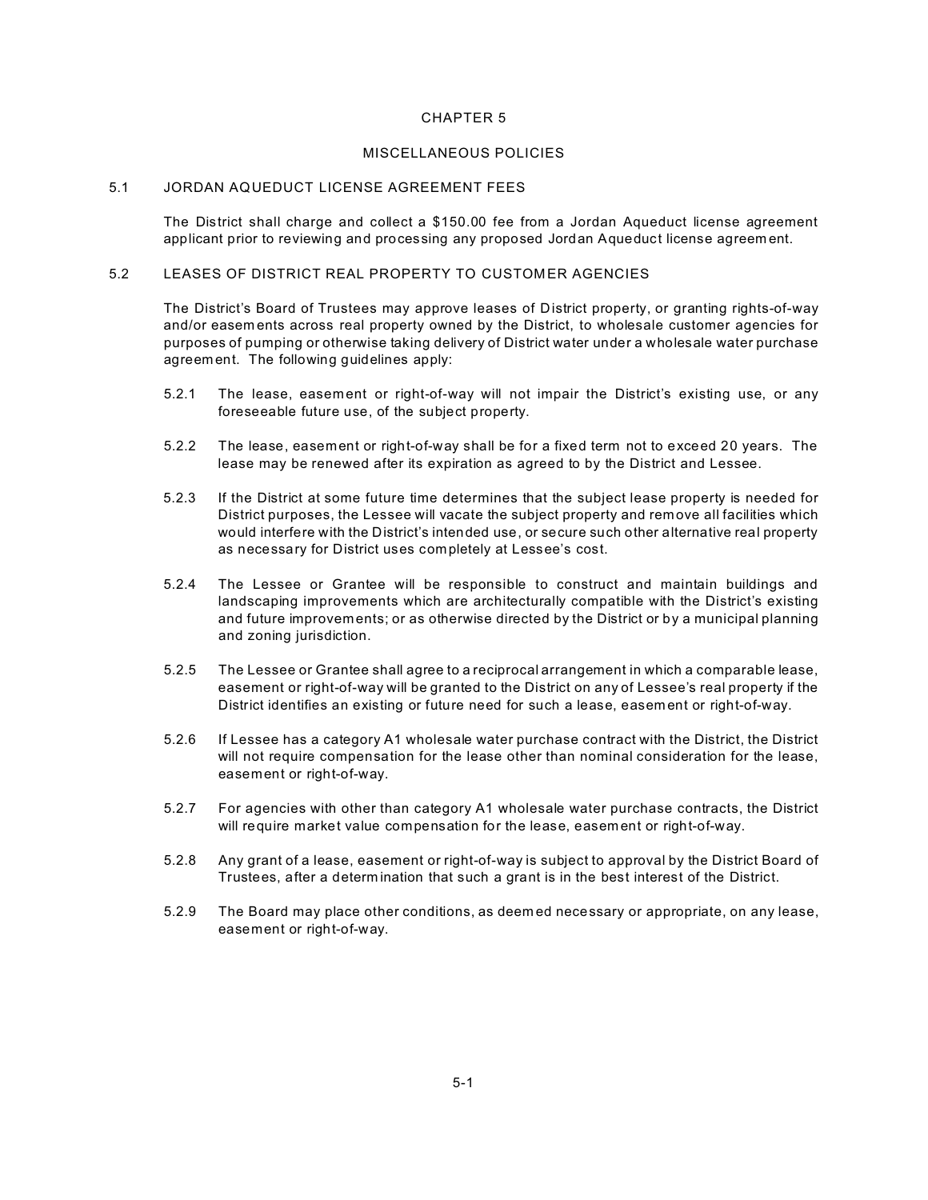# CHAPTER 5

# MISCELLANEOUS POLICIES

## 5.1 JORDAN AQUEDUCT LICENSE AGREEMENT FEES

The District shall charge and collect a $150.00 fee from a Jordan Aqueduct license agreement applicant prior to reviewing and processing any proposed Jordan Aqueduct license agreement.

## 5.2 LEASES OF DISTRICT REAL PROPERTY TO CUSTOMER AGENCIES

The District's Board of Trustees may approve leases of District property, or granting rights-of-way and/or easements across real property owned by the District, to wholesale customer agencies for purposes of pumping or otherwise taking delivery of District water under a wholesale water purchase agreement. The following guidelines apply:

5.2.1 The lease, easement or right-of-way will not impair the District's existing use, or any foreseeable future use, of the subject property.

5.2.2 The lease, easement or right-of-way shall be for a fixed term not to exceed 20 years. The lease may be renewed after its expiration as agreed to by the District and Lessee.

5.2.3 If the District at some future time determines that the subject lease property is needed for District purposes, the Lessee will vacate the subject property and remove all facilities which would interfere with the District's intended use, or secure such other alternative real property as necessary for District uses completely at Lessee's cost.

5.2.4 The Lessee or Grantee will be responsible to construct and maintain buildings and landscaping improvements which are architecturally compatible with the District's existing and future improvements; or as otherwise directed by the District or by a municipal planning and zoning jurisdiction.

5.2.5 The Lessee or Grantee shall agree to a reciprocal arrangement in which a comparable lease, easement or right-of-way will be granted to the District on any of Lessee's real property if the District identifies an existing or future need for such a lease, easement or right-of-way.

5.2.6 If Lessee has a category A1 wholesale water purchase contract with the District, the District will not require compensation for the lease other than nominal consideration for the lease, easement or right-of-way.

5.2.7 For agencies with other than category A1 wholesale water purchase contracts, the District will require market value compensation for the lease, easement or right-of-way.

5.2.8 Any grant of a lease, easement or right-of-way is subject to approval by the District Board of Trustees, after a determination that such a grant is in the best interest of the District.

5.2.9 The Board may place other conditions, as deemed necessary or appropriate, on any lease, easement or right-of-way.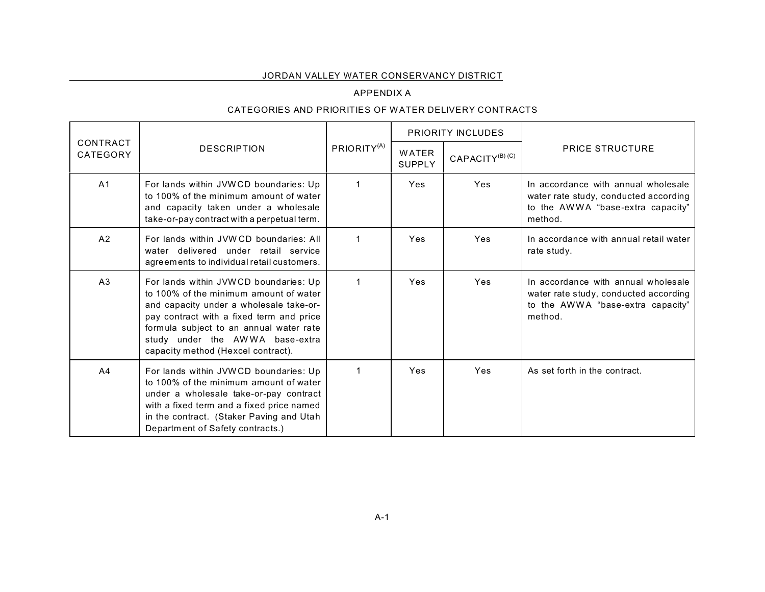JORDAN VALLEY WATER CONSERVANCY DISTRICT

## APPENDIX A

## CATEGORIES AND PRIORITIES OF WATER DELIVERY CONTRACTS

| CONTRACT CATEGORY | DESCRIPTION | PRIORITY[(A)] | PRIORITY INCLUDES | | PRICE STRUCTURE |
|---|---|---|---|---|---|
| | | | WATER SUPPLY | CAPACITY[(B) (C)] | |
| A1 | For lands within JVWCD boundaries: Up to 100% of the minimum amount of water and capacity taken under a wholesale take-or-pay contract with a perpetual term. | 1 | Yes | Yes | In accordance with annual wholesale water rate study, conducted according to the AWWA "base-extra capacity" method. |
| A2 | For lands within JVWCD boundaries: All water delivered under retail service agreements to individual retail customers. | 1 | Yes | Yes | In accordance with annual retail water rate study. |
| A3 | For lands within JVWCD boundaries: Up to 100% of the minimum amount of water and capacity under a wholesale take-or-pay contract with a fixed term and price formula subject to an annual water rate study under the AWWA base-extra capacity method (Hexcel contract). | 1 | Yes | Yes | In accordance with annual wholesale water rate study, conducted according to the AWWA "base-extra capacity" method. |
| A4 | For lands within JVWCD boundaries: Up to 100% of the minimum amount of water under a wholesale take-or-pay contract with a fixed term and a fixed price named in the contract. (Staker Paving and Utah Department of Safety contracts.) | 1 | Yes | Yes | As set forth in the contract. |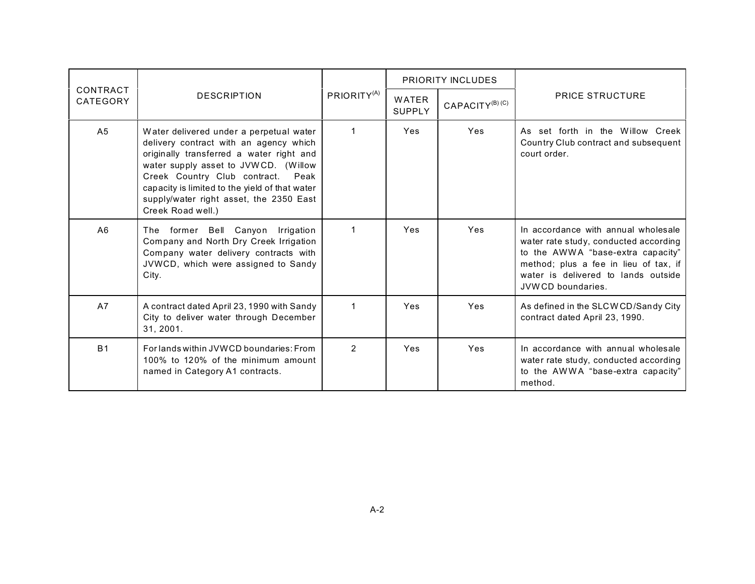| CONTRACT CATEGORY | DESCRIPTION | PRIORITY[(A)] | PRIORITY INCLUDES | | PRICE STRUCTURE |
|---|---|---|---|---|---|
| | | | WATER SUPPLY | CAPACITY[(B) (C)] | |
| A5 | Water delivered under a perpetual water delivery contract with an agency which originally transferred a water right and water supply asset to JVWCD. (Willow Creek Country Club contract. Peak capacity is limited to the yield of that water supply/water right asset, the 2350 East Creek Road well.) | 1 | Yes | Yes | As set forth in the Willow Creek Country Club contract and subsequent court order. |
| A6 | The former Bell Canyon Irrigation Company and North Dry Creek Irrigation Company water delivery contracts with JVWCD, which were assigned to Sandy City. | 1 | Yes | Yes | In accordance with annual wholesale water rate study, conducted according to the AWWA "base-extra capacity" method; plus a fee in lieu of tax, if water is delivered to lands outside JVWCD boundaries. |
| A7 | A contract dated April 23, 1990 with Sandy City to deliver water through December 31, 2001. | 1 | Yes | Yes | As defined in the SLCWCD/Sandy City contract dated April 23, 1990. |
| B1 | For lands within JVWCD boundaries: From 100% to 120% of the minimum amount named in Category A1 contracts. | 2 | Yes | Yes | In accordance with annual wholesale water rate study, conducted according to the AWWA "base-extra capacity" method. |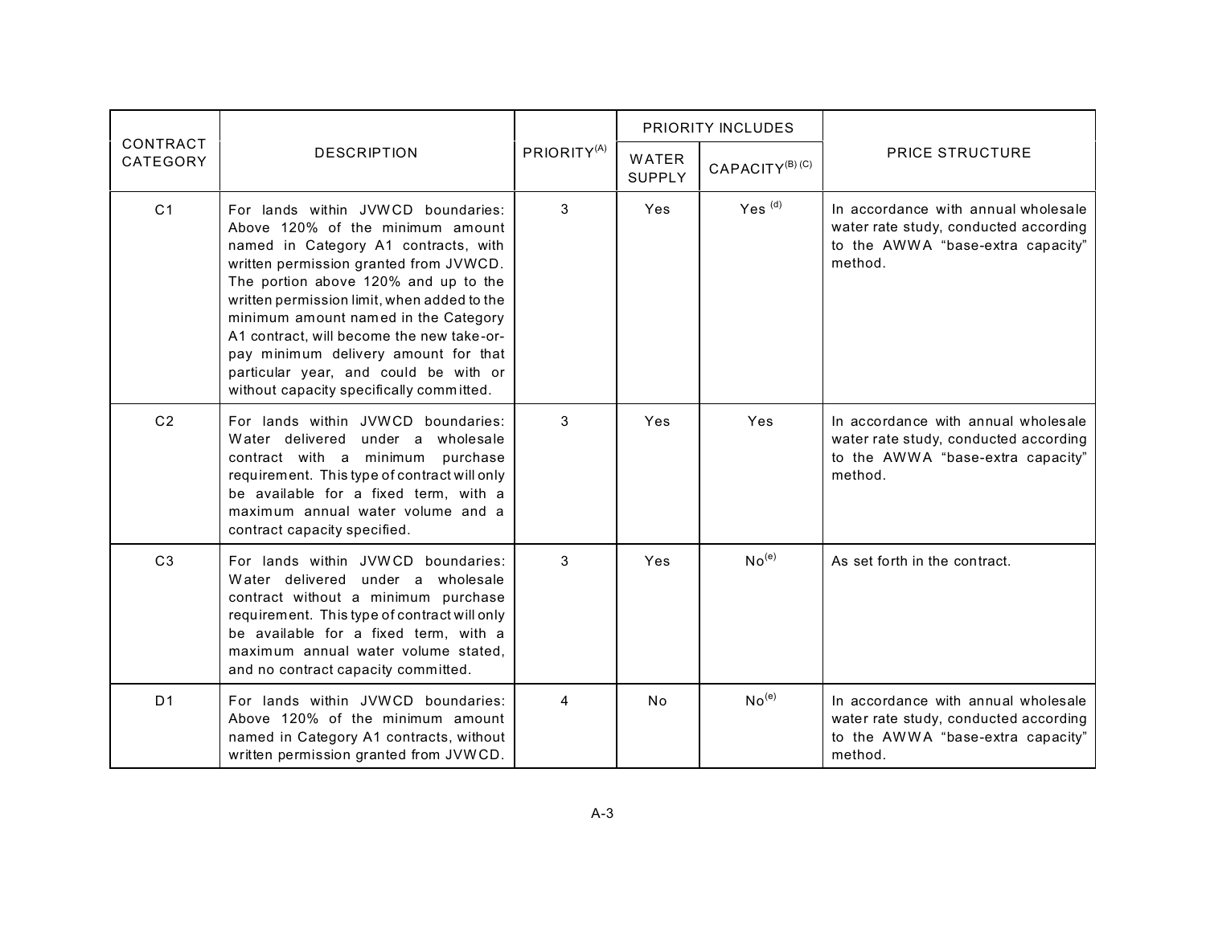| CONTRACT CATEGORY | DESCRIPTION | PRIORITY[A] | PRIORITY INCLUDES | | PRICE STRUCTURE |
|---|---|---|---|---|---|
| | | | WATER SUPPLY | CAPACITY[B] [C] | |
| C1 | For lands within JVWCD boundaries: Above 120% of the minimum amount named in Category A1 contracts, with written permission granted from JVWCD. The portion above 120% and up to the written permission limit, when added to the minimum amount named in the Category A1 contract, will become the new take-or-pay minimum delivery amount for that particular year, and could be with or without capacity specifically committed. | 3 | Yes | Yes [d] | In accordance with annual wholesale water rate study, conducted according to the AWWA "base-extra capacity" method. |
| C2 | For lands within JVWCD boundaries: Water delivered under a wholesale contract with a minimum purchase requirement. This type of contract will only be available for a fixed term, with a maximum annual water volume and a contract capacity specified. | 3 | Yes | Yes | In accordance with annual wholesale water rate study, conducted according to the AWWA "base-extra capacity" method. |
| C3 | For lands within JVWCD boundaries: Water delivered under a wholesale contract without a minimum purchase requirement. This type of contract will only be available for a fixed term, with a maximum annual water volume stated, and no contract capacity committed. | 3 | Yes | No[e] | As set forth in the contract. |
| D1 | For lands within JVWCD boundaries: Above 120% of the minimum amount named in Category A1 contracts, without written permission granted from JVWCD. | 4 | No | No[e] | In accordance with annual wholesale water rate study, conducted according to the AWWA "base-extra capacity" method. |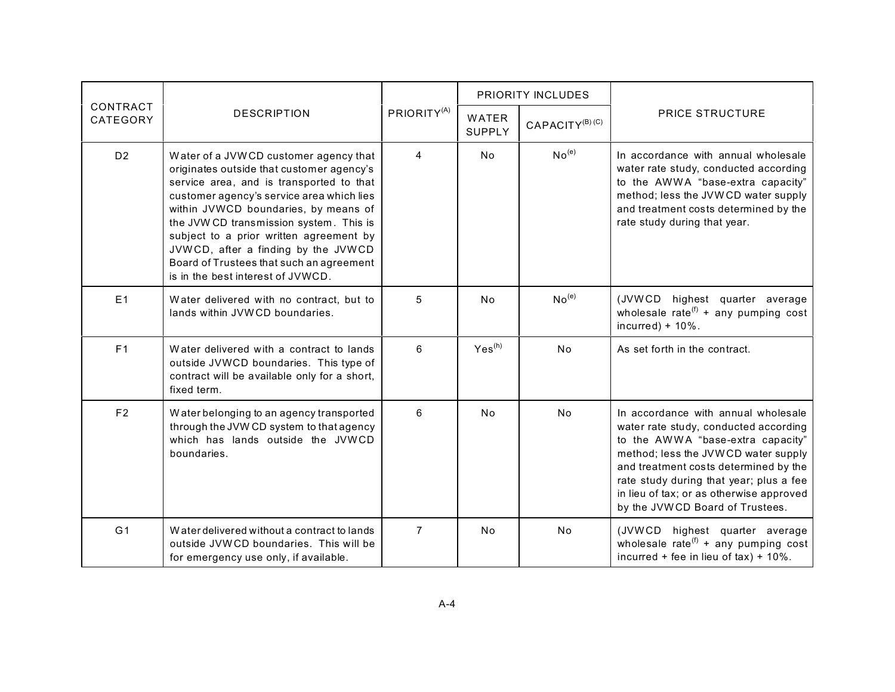| CONTRACT CATEGORY | DESCRIPTION | PRIORITY[A] | PRIORITY INCLUDES | | PRICE STRUCTURE |
|---|---|---|---|---|---|
| | | | WATER SUPPLY | CAPACITY[B] [C] | |
| D2 | Water of a JVWCD customer agency that originates outside that customer agency's service area, and is transported to that customer agency's service area which lies within JVWCD boundaries, by means of the JVWCD transmission system. This is subject to a prior written agreement by JVWCD, after a finding by the JVWCD Board of Trustees that such an agreement is in the best interest of JVWCD. | 4 | No | No[e] | In accordance with annual wholesale water rate study, conducted according to the AWWA "base-extra capacity" method; less the JVWCD water supply and treatment costs determined by the rate study during that year. |
| E1 | Water delivered with no contract, but to lands within JVWCD boundaries. | 5 | No | No[e] | (JVWCD highest quarter average wholesale rate[f] + any pumping cost incurred) + 10%. |
| F1 | Water delivered with a contract to lands outside JVWCD boundaries. This type of contract will be available only for a short, fixed term. | 6 | Yes[h] | No | As set forth in the contract. |
| F2 | Water belonging to an agency transported through the JVWCD system to that agency which has lands outside the JVWCD boundaries. | 6 | No | No | In accordance with annual wholesale water rate study, conducted according to the AWWA "base-extra capacity" method; less the JVWCD water supply and treatment costs determined by the rate study during that year; plus a fee in lieu of tax; or as otherwise approved by the JVWCD Board of Trustees. |
| G1 | Water delivered without a contract to lands outside JVWCD boundaries. This will be for emergency use only, if available. | 7 | No | No | (JVWCD highest quarter average wholesale rate[f] + any pumping cost incurred + fee in lieu of tax) + 10%. |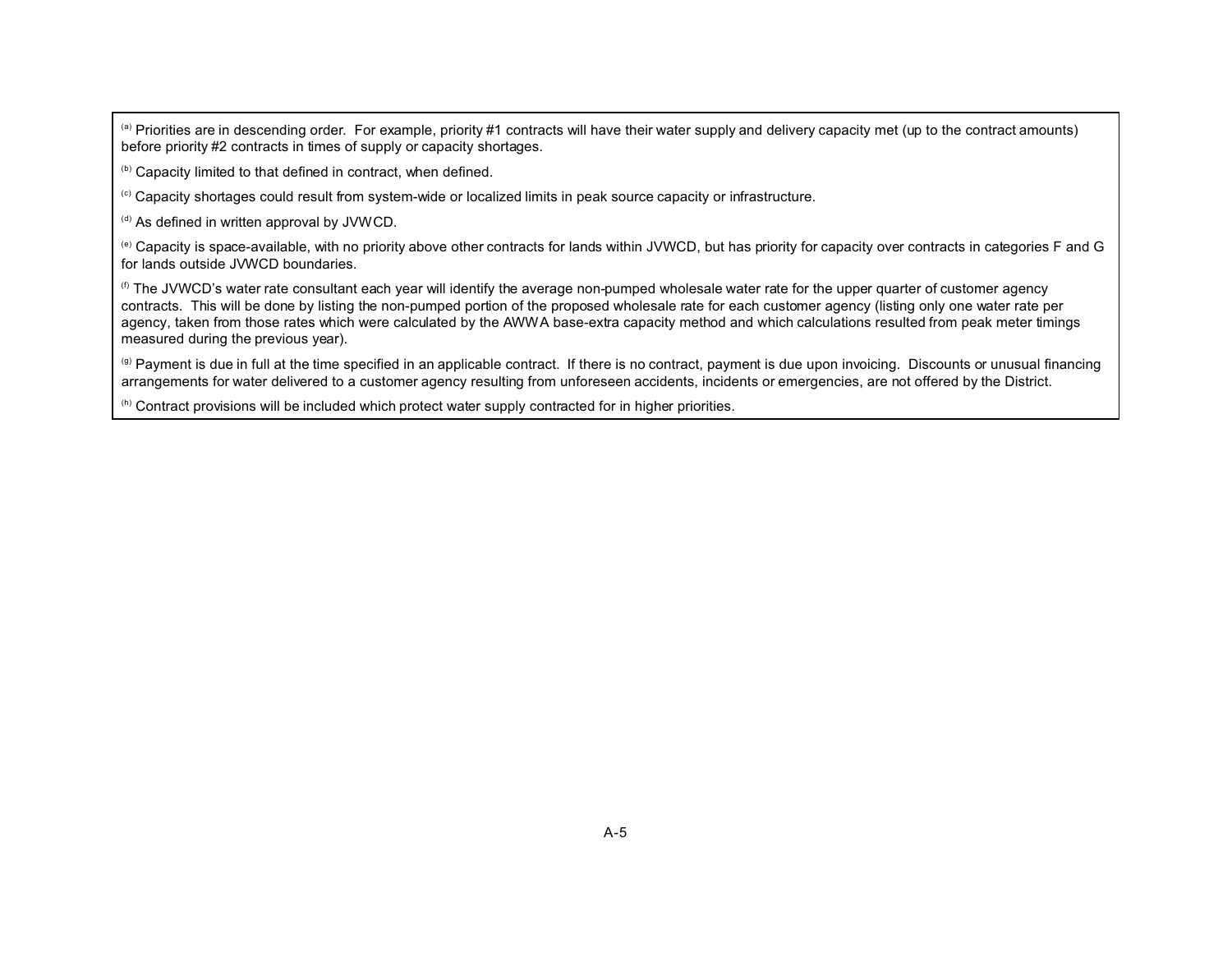[a] Priorities are in descending order. For example, priority #1 contracts will have their water supply and delivery capacity met (up to the contract amounts) before priority #2 contracts in times of supply or capacity shortages.

[b] Capacity limited to that defined in contract, when defined.

[c] Capacity shortages could result from system-wide or localized limits in peak source capacity or infrastructure.

[d] As defined in written approval by JVWCD.

[e] Capacity is space-available, with no priority above other contracts for lands within JVWCD, but has priority for capacity over contracts in categories F and G for lands outside JVWCD boundaries.

[f] The JVWCD's water rate consultant each year will identify the average non-pumped wholesale water rate for the upper quarter of customer agency contracts. This will be done by listing the non-pumped portion of the proposed wholesale rate for each customer agency (listing only one water rate per agency, taken from those rates which were calculated by the AWWA base-extra capacity method and which calculations resulted from peak meter timings measured during the previous year).

[g] Payment is due in full at the time specified in an applicable contract. If there is no contract, payment is due upon invoicing. Discounts or unusual financing arrangements for water delivered to a customer agency resulting from unforeseen accidents, incidents or emergencies, are not offered by the District.

[h] Contract provisions will be included which protect water supply contracted for in higher priorities.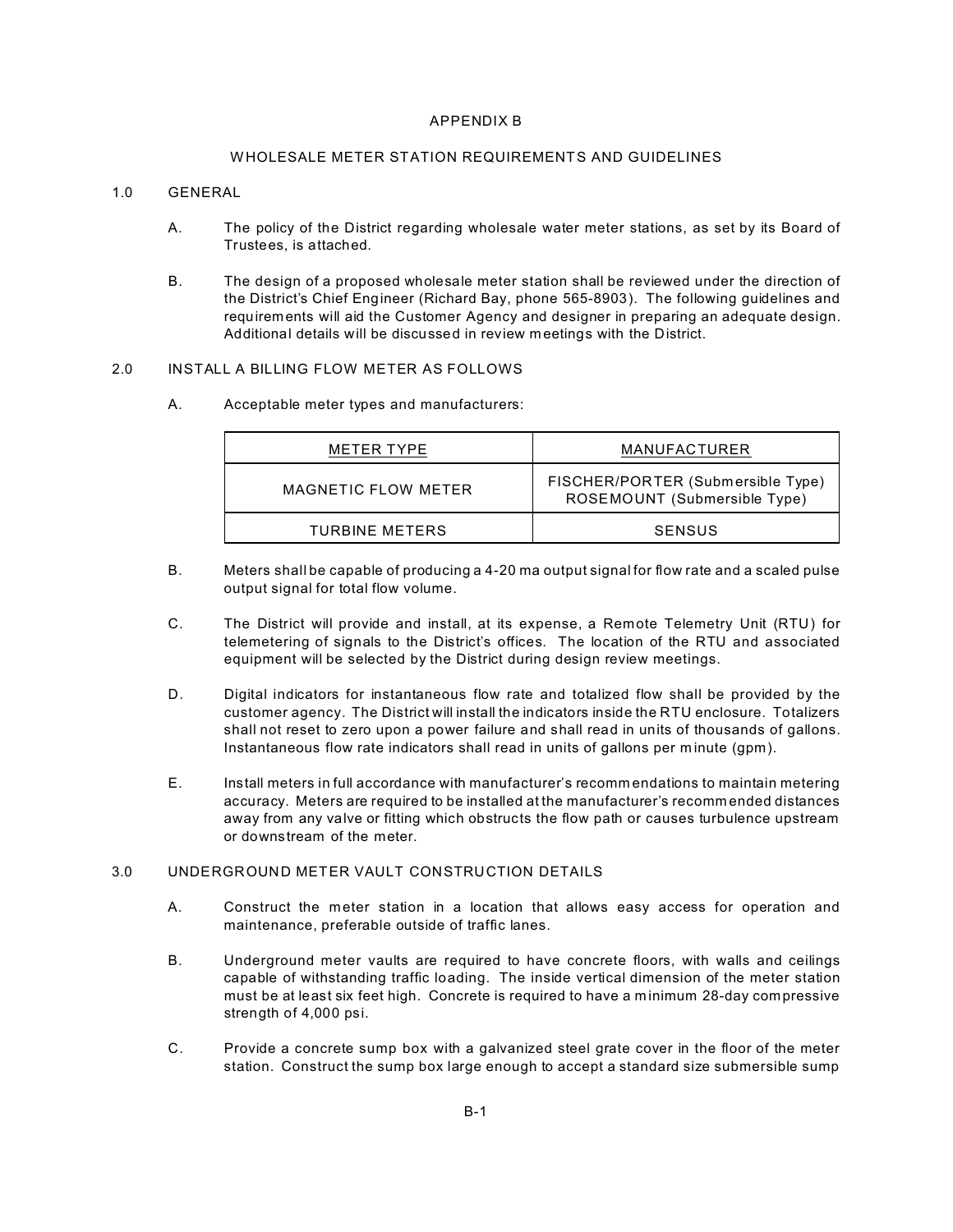# APPENDIX B

## WHOLESALE METER STATION REQUIREMENTS AND GUIDELINES

### 1.0 GENERAL

A. The policy of the District regarding wholesale water meter stations, as set by its Board of Trustees, is attached.

B. The design of a proposed wholesale meter station shall be reviewed under the direction of the District's Chief Engineer (Richard Bay, phone 565-8903). The following guidelines and requirements will aid the Customer Agency and designer in preparing an adequate design. Additional details will be discussed in review meetings with the District.

### 2.0 INSTALL A BILLING FLOW METER AS FOLLOWS

A. Acceptable meter types and manufacturers:

| METER TYPE | MANUFACTURER |
|---|---|
| MAGNETIC FLOW METER | FISCHER/PORTER (Submersible Type)<br>ROSEMOUNT (Submersible Type) |
| TURBINE METERS | SENSUS |

B. Meters shall be capable of producing a 4-20 ma output signal for flow rate and a scaled pulse output signal for total flow volume.

C. The District will provide and install, at its expense, a Remote Telemetry Unit (RTU) for telemetering of signals to the District's offices. The location of the RTU and associated equipment will be selected by the District during design review meetings.

D. Digital indicators for instantaneous flow rate and totalized flow shall be provided by the customer agency. The District will install the indicators inside the RTU enclosure. Totalizers shall not reset to zero upon a power failure and shall read in units of thousands of gallons. Instantaneous flow rate indicators shall read in units of gallons per minute (gpm).

E. Install meters in full accordance with manufacturer's recommendations to maintain metering accuracy. Meters are required to be installed at the manufacturer's recommended distances away from any valve or fitting which obstructs the flow path or causes turbulence upstream or downstream of the meter.

### 3.0 UNDERGROUND METER VAULT CONSTRUCTION DETAILS

A. Construct the meter station in a location that allows easy access for operation and maintenance, preferable outside of traffic lanes.

B. Underground meter vaults are required to have concrete floors, with walls and ceilings capable of withstanding traffic loading. The inside vertical dimension of the meter station must be at least six feet high. Concrete is required to have a minimum 28-day compressive strength of 4,000 psi.

C. Provide a concrete sump box with a galvanized steel grate cover in the floor of the meter station. Construct the sump box large enough to accept a standard size submersible sump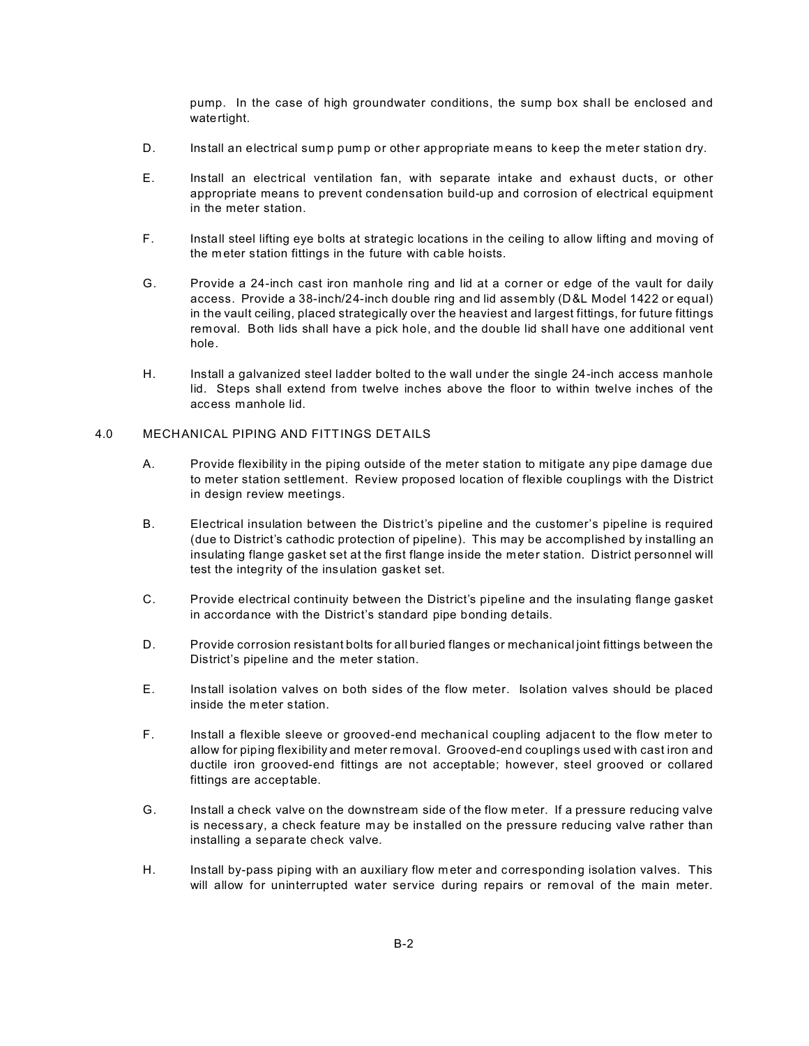pump. In the case of high groundwater conditions, the sump box shall be enclosed and watertight.

D. Install an electrical sump pump or other appropriate means to keep the meter station dry.

E. Install an electrical ventilation fan, with separate intake and exhaust ducts, or other appropriate means to prevent condensation build-up and corrosion of electrical equipment in the meter station.

F. Install steel lifting eye bolts at strategic locations in the ceiling to allow lifting and moving of the meter station fittings in the future with cable hoists.

G. Provide a 24-inch cast iron manhole ring and lid at a corner or edge of the vault for daily access. Provide a 38-inch/24-inch double ring and lid assembly (D&L Model 1422 or equal) in the vault ceiling, placed strategically over the heaviest and largest fittings, for future fittings removal. Both lids shall have a pick hole, and the double lid shall have one additional vent hole.

H. Install a galvanized steel ladder bolted to the wall under the single 24-inch access manhole lid. Steps shall extend from twelve inches above the floor to within twelve inches of the access manhole lid.

## 4.0 MECHANICAL PIPING AND FITTINGS DETAILS

A. Provide flexibility in the piping outside of the meter station to mitigate any pipe damage due to meter station settlement. Review proposed location of flexible couplings with the District in design review meetings.

B. Electrical insulation between the District's pipeline and the customer's pipeline is required (due to District's cathodic protection of pipeline). This may be accomplished by installing an insulating flange gasket set at the first flange inside the meter station. District personnel will test the integrity of the insulation gasket set.

C. Provide electrical continuity between the District's pipeline and the insulating flange gasket in accordance with the District's standard pipe bonding details.

D. Provide corrosion resistant bolts for all buried flanges or mechanical joint fittings between the District's pipeline and the meter station.

E. Install isolation valves on both sides of the flow meter. Isolation valves should be placed inside the meter station.

F. Install a flexible sleeve or grooved-end mechanical coupling adjacent to the flow meter to allow for piping flexibility and meter removal. Grooved-end couplings used with cast iron and ductile iron grooved-end fittings are not acceptable; however, steel grooved or collared fittings are acceptable.

G. Install a check valve on the downstream side of the flow meter. If a pressure reducing valve is necessary, a check feature may be installed on the pressure reducing valve rather than installing a separate check valve.

H. Install by-pass piping with an auxiliary flow meter and corresponding isolation valves. This will allow for uninterrupted water service during repairs or removal of the main meter.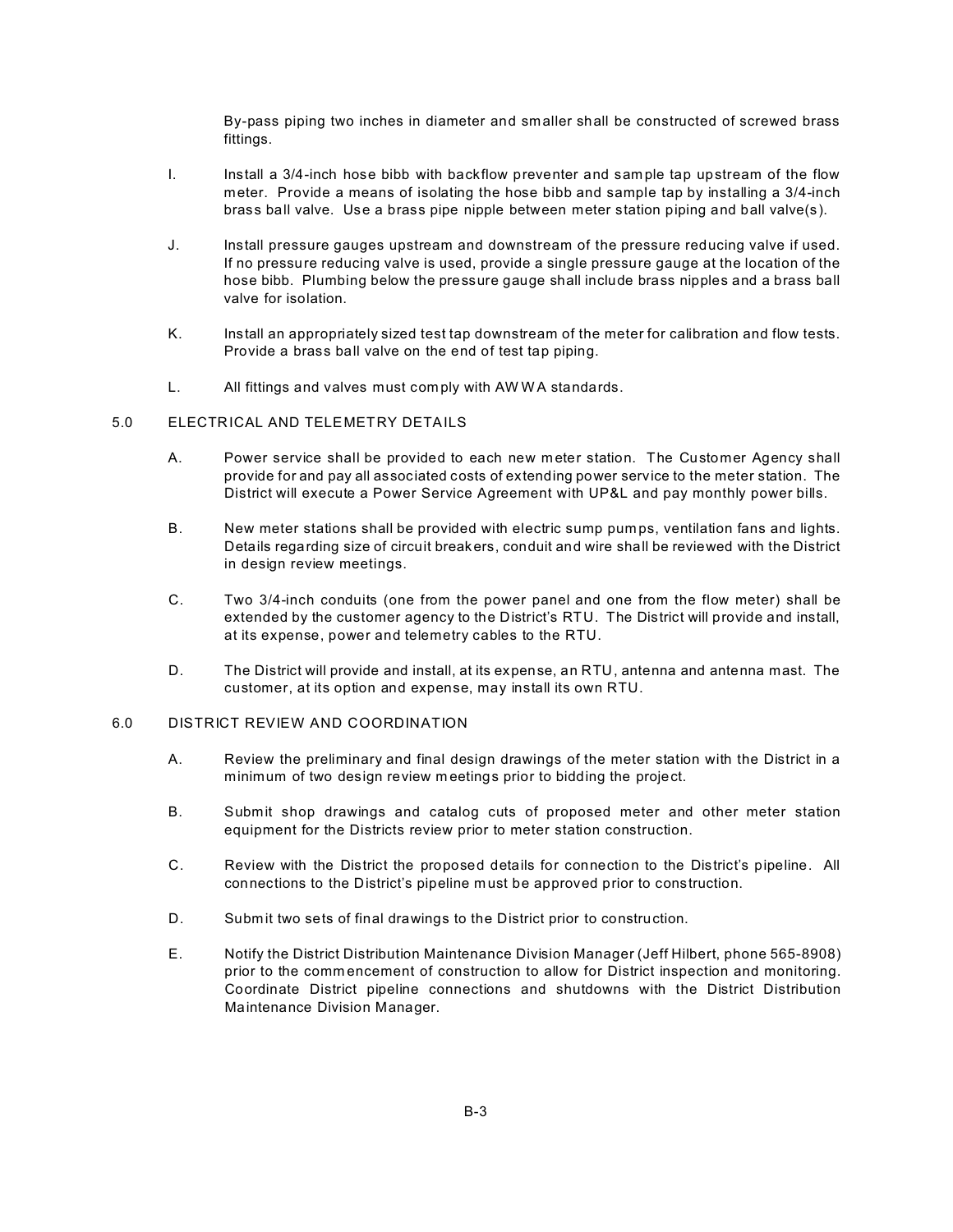By-pass piping two inches in diameter and smaller shall be constructed of screwed brass fittings.

I. Install a 3/4-inch hose bibb with backflow preventer and sample tap upstream of the flow meter. Provide a means of isolating the hose bibb and sample tap by installing a 3/4-inch brass ball valve. Use a brass pipe nipple between meter station piping and ball valve(s).

J. Install pressure gauges upstream and downstream of the pressure reducing valve if used. If no pressure reducing valve is used, provide a single pressure gauge at the location of the hose bibb. Plumbing below the pressure gauge shall include brass nipples and a brass ball valve for isolation.

K. Install an appropriately sized test tap downstream of the meter for calibration and flow tests. Provide a brass ball valve on the end of test tap piping.

L. All fittings and valves must comply with AWWA standards.

## 5.0 ELECTRICAL AND TELEMETRY DETAILS

A. Power service shall be provided to each new meter station. The Customer Agency shall provide for and pay all associated costs of extending power service to the meter station. The District will execute a Power Service Agreement with UP&L and pay monthly power bills.

B. New meter stations shall be provided with electric sump pumps, ventilation fans and lights. Details regarding size of circuit breakers, conduit and wire shall be reviewed with the District in design review meetings.

C. Two 3/4-inch conduits (one from the power panel and one from the flow meter) shall be extended by the customer agency to the District's RTU. The District will provide and install, at its expense, power and telemetry cables to the RTU.

D. The District will provide and install, at its expense, an RTU, antenna and antenna mast. The customer, at its option and expense, may install its own RTU.

## 6.0 DISTRICT REVIEW AND COORDINATION

A. Review the preliminary and final design drawings of the meter station with the District in a minimum of two design review meetings prior to bidding the project.

B. Submit shop drawings and catalog cuts of proposed meter and other meter station equipment for the Districts review prior to meter station construction.

C. Review with the District the proposed details for connection to the District's pipeline. All connections to the District's pipeline must be approved prior to construction.

D. Submit two sets of final drawings to the District prior to construction.

E. Notify the District Distribution Maintenance Division Manager (Jeff Hilbert, phone 565-8908) prior to the commencement of construction to allow for District inspection and monitoring. Coordinate District pipeline connections and shutdowns with the District Distribution Maintenance Division Manager.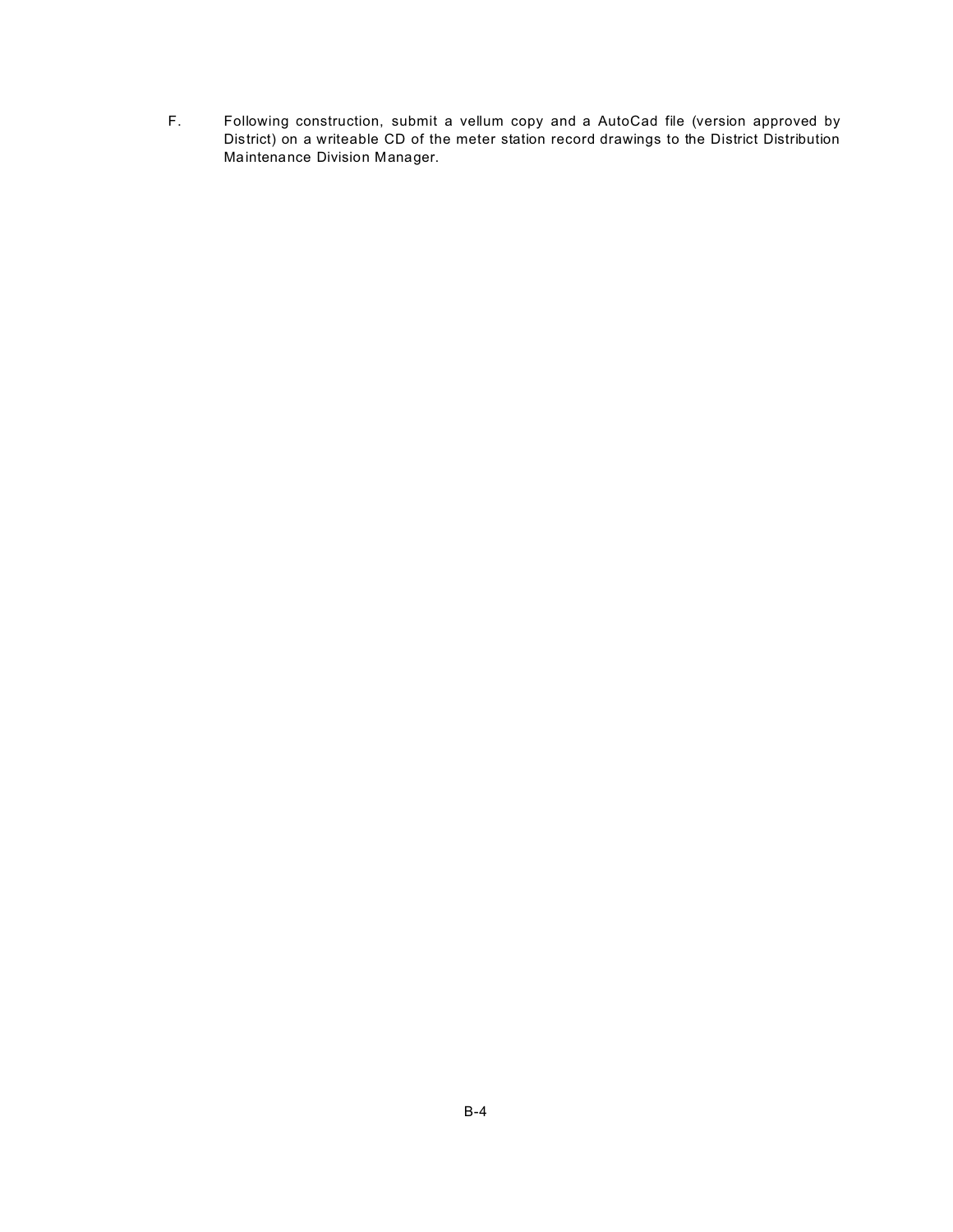F. Following construction, submit a vellum copy and a AutoCad file (version approved by District) on a writeable CD of the meter station record drawings to the District Distribution Maintenance Division Manager.